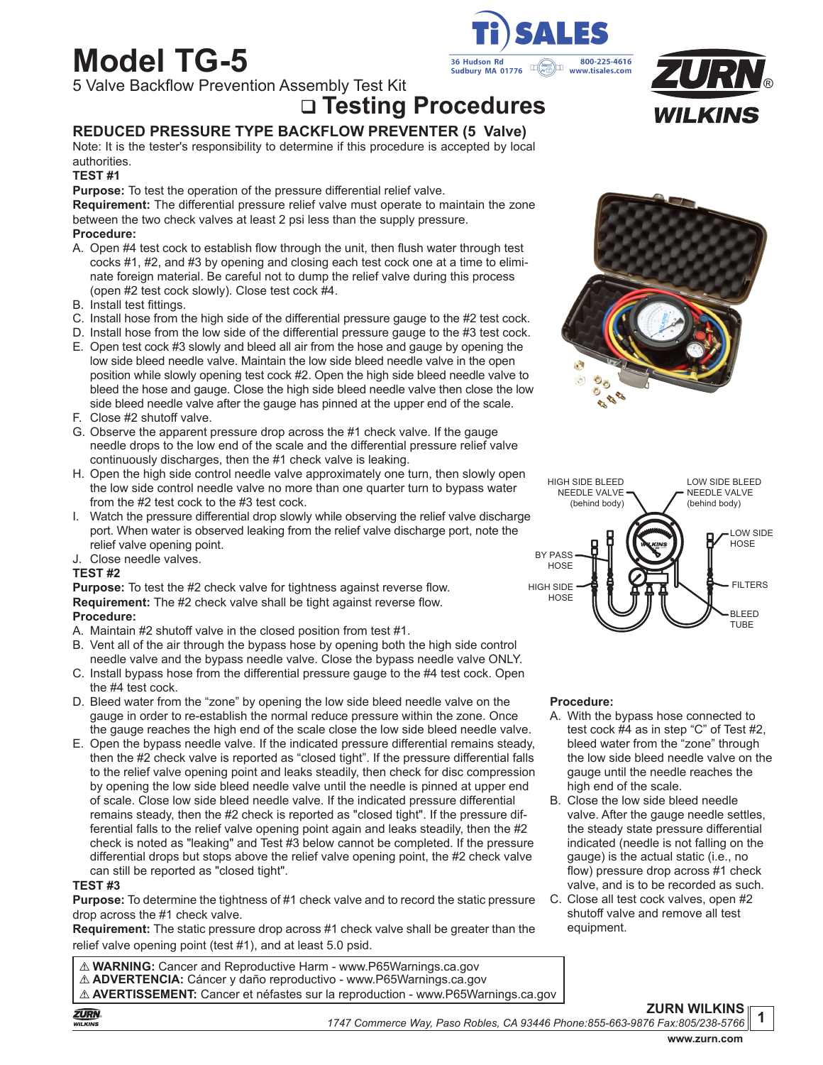# Model TG-5

5 Valve Backflow Prevention Assembly Test Kit

Ti SALES
36 Hudson Rd
Sudbury MA 01776
800-225-4616
www.tisales.com

ZURN® WILKINS

## ❑ Testing Procedures

### REDUCED PRESSURE TYPE BACKFLOW PREVENTER (5 Valve)

Note: It is the tester's responsibility to determine if this procedure is accepted by local authorities.

**TEST #1**

**Purpose:** To test the operation of the pressure differential relief valve.

**Requirement:** The differential pressure relief valve must operate to maintain the zone between the two check valves at least 2 psi less than the supply pressure.

**Procedure:**

A. Open #4 test cock to establish flow through the unit, then flush water through test cocks #1, #2, and #3 by opening and closing each test cock one at a time to eliminate foreign material. Be careful not to dump the relief valve during this process (open #2 test cock slowly). Close test cock #4.
B. Install test fittings.
C. Install hose from the high side of the differential pressure gauge to the #2 test cock.
D. Install hose from the low side of the differential pressure gauge to the #3 test cock.
E. Open test cock #3 slowly and bleed all air from the hose and gauge by opening the low side bleed needle valve. Maintain the low side bleed needle valve in the open position while slowly opening test cock #2. Open the high side bleed needle valve to bleed the hose and gauge. Close the high side bleed needle valve then close the low side bleed needle valve after the gauge has pinned at the upper end of the scale.
F. Close #2 shutoff valve.
G. Observe the apparent pressure drop across the #1 check valve. If the gauge needle drops to the low end of the scale and the differential pressure relief valve continuously discharges, then the #1 check valve is leaking.
H. Open the high side control needle valve approximately one turn, then slowly open the low side control needle valve no more than one quarter turn to bypass water from the #2 test cock to the #3 test cock.
I. Watch the pressure differential drop slowly while observing the relief valve discharge port. When water is observed leaking from the relief valve discharge port, note the relief valve opening point.
J. Close needle valves.

**TEST #2**

**Purpose:** To test the #2 check valve for tightness against reverse flow.

**Requirement:** The #2 check valve shall be tight against reverse flow.

**Procedure:**

A. Maintain #2 shutoff valve in the closed position from test #1.
B. Vent all of the air through the bypass hose by opening both the high side control needle valve and the bypass needle valve. Close the bypass needle valve ONLY.
C. Install bypass hose from the differential pressure gauge to the #4 test cock. Open the #4 test cock.
D. Bleed water from the “zone” by opening the low side bleed needle valve on the gauge in order to re-establish the normal reduce pressure within the zone. Once the gauge reaches the high end of the scale close the low side bleed needle valve.
E. Open the bypass needle valve. If the indicated pressure differential remains steady, then the #2 check valve is reported as “closed tight”. If the pressure differential falls to the relief valve opening point and leaks steadily, then check for disc compression by opening the low side bleed needle valve until the needle is pinned at upper end of scale. Close low side bleed needle valve. If the indicated pressure differential remains steady, then the #2 check is reported as "closed tight". If the pressure differential falls to the relief valve opening point again and leaks steadily, then the #2 check is noted as "leaking" and Test #3 below cannot be completed. If the pressure differential drops but stops above the relief valve opening point, the #2 check valve can still be reported as "closed tight".

**TEST #3**

**Purpose:** To determine the tightness of #1 check valve and to record the static pressure drop across the #1 check valve.

**Requirement:** The static pressure drop across #1 check valve shall be greater than the relief valve opening point (test #1), and at least 5.0 psid.

HIGH SIDE BLEED NEEDLE VALVE (behind body) | LOW SIDE BLEED NEEDLE VALVE (behind body) | BY PASS HOSE | LOW SIDE HOSE | HIGH SIDE HOSE | FILTERS | BLEED TUBE

**Procedure:**

A. With the bypass hose connected to test cock #4 as in step “C” of Test #2, bleed water from the “zone” through the low side bleed needle valve on the gauge until the needle reaches the high end of the scale.
B. Close the low side bleed needle valve. After the gauge needle settles, the steady state pressure differential indicated (needle is not falling on the gauge) is the actual static (i.e., no flow) pressure drop across #1 check valve, and is to be recorded as such.
C. Close all test cock valves, open #2 shutoff valve and remove all test equipment.

⚠ **WARNING:** Cancer and Reproductive Harm - www.P65Warnings.ca.gov
⚠ **ADVERTENCIA:** Cáncer y daño reproductivo - www.P65Warnings.ca.gov
⚠ **AVERTISSEMENT:** Cancer et néfastes sur la reproduction - www.P65Warnings.ca.gov

**ZURN WILKINS**
*1747 Commerce Way, Paso Robles, CA 93446 Phone:855-663-9876 Fax:805/238-5766*
**www.zurn.com**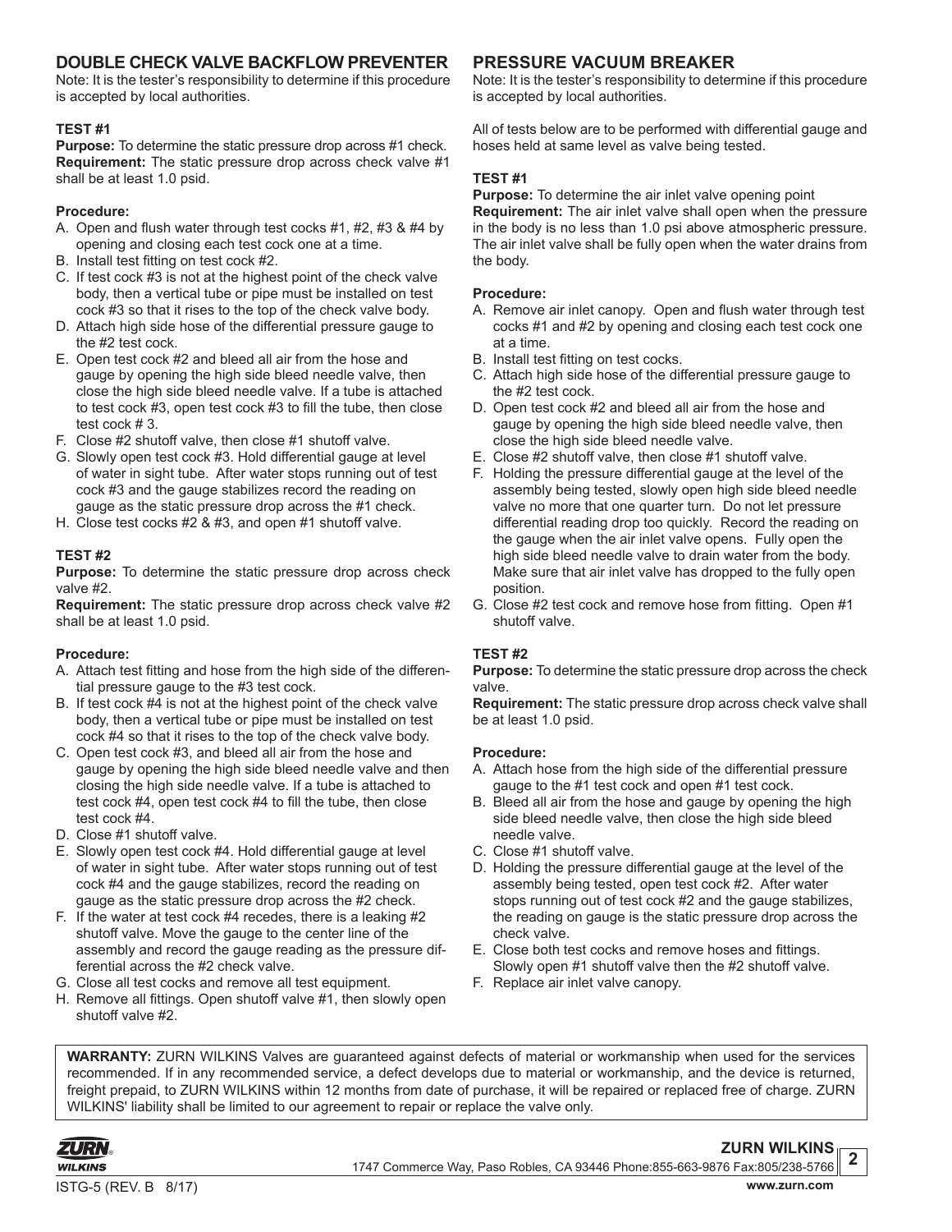## DOUBLE CHECK VALVE BACKFLOW PREVENTER

Note: It is the tester's responsibility to determine if this procedure is accepted by local authorities.

### TEST #1

**Purpose:** To determine the static pressure drop across #1 check.
**Requirement:** The static pressure drop across check valve #1 shall be at least 1.0 psid.

**Procedure:**

A. Open and flush water through test cocks #1, #2, #3 & #4 by opening and closing each test cock one at a time.
B. Install test fitting on test cock #2.
C. If test cock #3 is not at the highest point of the check valve body, then a vertical tube or pipe must be installed on test cock #3 so that it rises to the top of the check valve body.
D. Attach high side hose of the differential pressure gauge to the #2 test cock.
E. Open test cock #2 and bleed all air from the hose and gauge by opening the high side bleed needle valve, then close the high side bleed needle valve. If a tube is attached to test cock #3, open test cock #3 to fill the tube, then close test cock # 3.
F. Close #2 shutoff valve, then close #1 shutoff valve.
G. Slowly open test cock #3. Hold differential gauge at level of water in sight tube. After water stops running out of test cock #3 and the gauge stabilizes record the reading on gauge as the static pressure drop across the #1 check.
H. Close test cocks #2 & #3, and open #1 shutoff valve.

### TEST #2

**Purpose:** To determine the static pressure drop across check valve #2.
**Requirement:** The static pressure drop across check valve #2 shall be at least 1.0 psid.

**Procedure:**

A. Attach test fitting and hose from the high side of the differential pressure gauge to the #3 test cock.
B. If test cock #4 is not at the highest point of the check valve body, then a vertical tube or pipe must be installed on test cock #4 so that it rises to the top of the check valve body.
C. Open test cock #3, and bleed all air from the hose and gauge by opening the high side bleed needle valve and then closing the high side needle valve. If a tube is attached to test cock #4, open test cock #4 to fill the tube, then close test cock #4.
D. Close #1 shutoff valve.
E. Slowly open test cock #4. Hold differential gauge at level of water in sight tube. After water stops running out of test cock #4 and the gauge stabilizes, record the reading on gauge as the static pressure drop across the #2 check.
F. If the water at test cock #4 recedes, there is a leaking #2 shutoff valve. Move the gauge to the center line of the assembly and record the gauge reading as the pressure differential across the #2 check valve.
G. Close all test cocks and remove all test equipment.
H. Remove all fittings. Open shutoff valve #1, then slowly open shutoff valve #2.

## PRESSURE VACUUM BREAKER

Note: It is the tester's responsibility to determine if this procedure is accepted by local authorities.

All of tests below are to be performed with differential gauge and hoses held at same level as valve being tested.

### TEST #1

**Purpose:** To determine the air inlet valve opening point
**Requirement:** The air inlet valve shall open when the pressure in the body is no less than 1.0 psi above atmospheric pressure. The air inlet valve shall be fully open when the water drains from the body.

**Procedure:**

A. Remove air inlet canopy. Open and flush water through test cocks #1 and #2 by opening and closing each test cock one at a time.
B. Install test fitting on test cocks.
C. Attach high side hose of the differential pressure gauge to the #2 test cock.
D. Open test cock #2 and bleed all air from the hose and gauge by opening the high side bleed needle valve, then close the high side bleed needle valve.
E. Close #2 shutoff valve, then close #1 shutoff valve.
F. Holding the pressure differential gauge at the level of the assembly being tested, slowly open high side bleed needle valve no more that one quarter turn. Do not let pressure differential reading drop too quickly. Record the reading on the gauge when the air inlet valve opens. Fully open the high side bleed needle valve to drain water from the body. Make sure that air inlet valve has dropped to the fully open position.
G. Close #2 test cock and remove hose from fitting. Open #1 shutoff valve.

### TEST #2

**Purpose:** To determine the static pressure drop across the check valve.
**Requirement:** The static pressure drop across check valve shall be at least 1.0 psid.

**Procedure:**

A. Attach hose from the high side of the differential pressure gauge to the #1 test cock and open #1 test cock.
B. Bleed all air from the hose and gauge by opening the high side bleed needle valve, then close the high side bleed needle valve.
C. Close #1 shutoff valve.
D. Holding the pressure differential gauge at the level of the assembly being tested, open test cock #2. After water stops running out of test cock #2 and the gauge stabilizes, the reading on gauge is the static pressure drop across the check valve.
E. Close both test cocks and remove hoses and fittings. Slowly open #1 shutoff valve then the #2 shutoff valve.
F. Replace air inlet valve canopy.

**WARRANTY:** ZURN WILKINS Valves are guaranteed against defects of material or workmanship when used for the services recommended. If in any recommended service, a defect develops due to material or workmanship, and the device is returned, freight prepaid, to ZURN WILKINS within 12 months from date of purchase, it will be repaired or replaced free of charge. ZURN WILKINS' liability shall be limited to our agreement to repair or replace the valve only.

ZURN WILKINS
1747 Commerce Way, Paso Robles, CA 93446 Phone:855-663-9876 Fax:805/238-5766
www.zurn.com

ISTG-5 (REV. B 8/17)